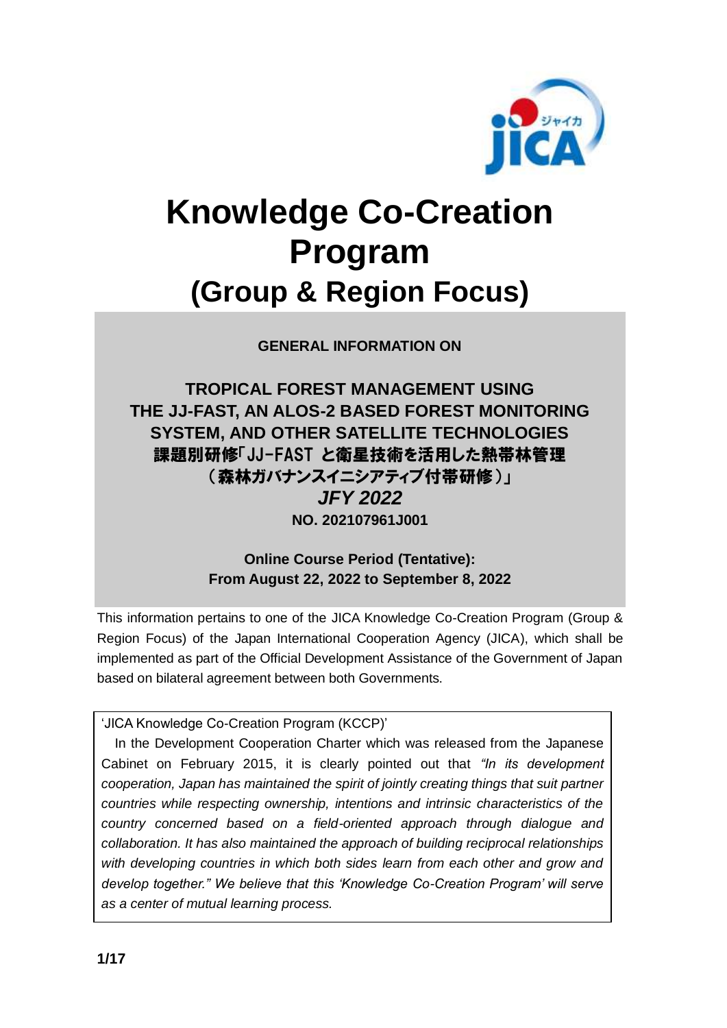# Knowledge Co-Creation Program
## (Group & Region Focus)

**GENERAL INFORMATION ON**

**TROPICAL FOREST MANAGEMENT USING THE JJ-FAST, AN ALOS-2 BASED FOREST MONITORING SYSTEM, AND OTHER SATELLITE TECHNOLOGIES**

**課題別研修「JJ-FAST と衛星技術を活用した熱帯林管理（森林ガバナンスイニシアティブ付帯研修）」**

***JFY 2022***

**NO. 202107961J001**

**Online Course Period (Tentative):**
**From August 22, 2022 to September 8, 2022**

This information pertains to one of the JICA Knowledge Co-Creation Program (Group & Region Focus) of the Japan International Cooperation Agency (JICA), which shall be implemented as part of the Official Development Assistance of the Government of Japan based on bilateral agreement between both Governments.

'JICA Knowledge Co-Creation Program (KCCP)'

In the Development Cooperation Charter which was released from the Japanese Cabinet on February 2015, it is clearly pointed out that *"In its development cooperation, Japan has maintained the spirit of jointly creating things that suit partner countries while respecting ownership, intentions and intrinsic characteristics of the country concerned based on a field-oriented approach through dialogue and collaboration. It has also maintained the approach of building reciprocal relationships with developing countries in which both sides learn from each other and grow and develop together." We believe that this 'Knowledge Co-Creation Program' will serve as a center of mutual learning process.*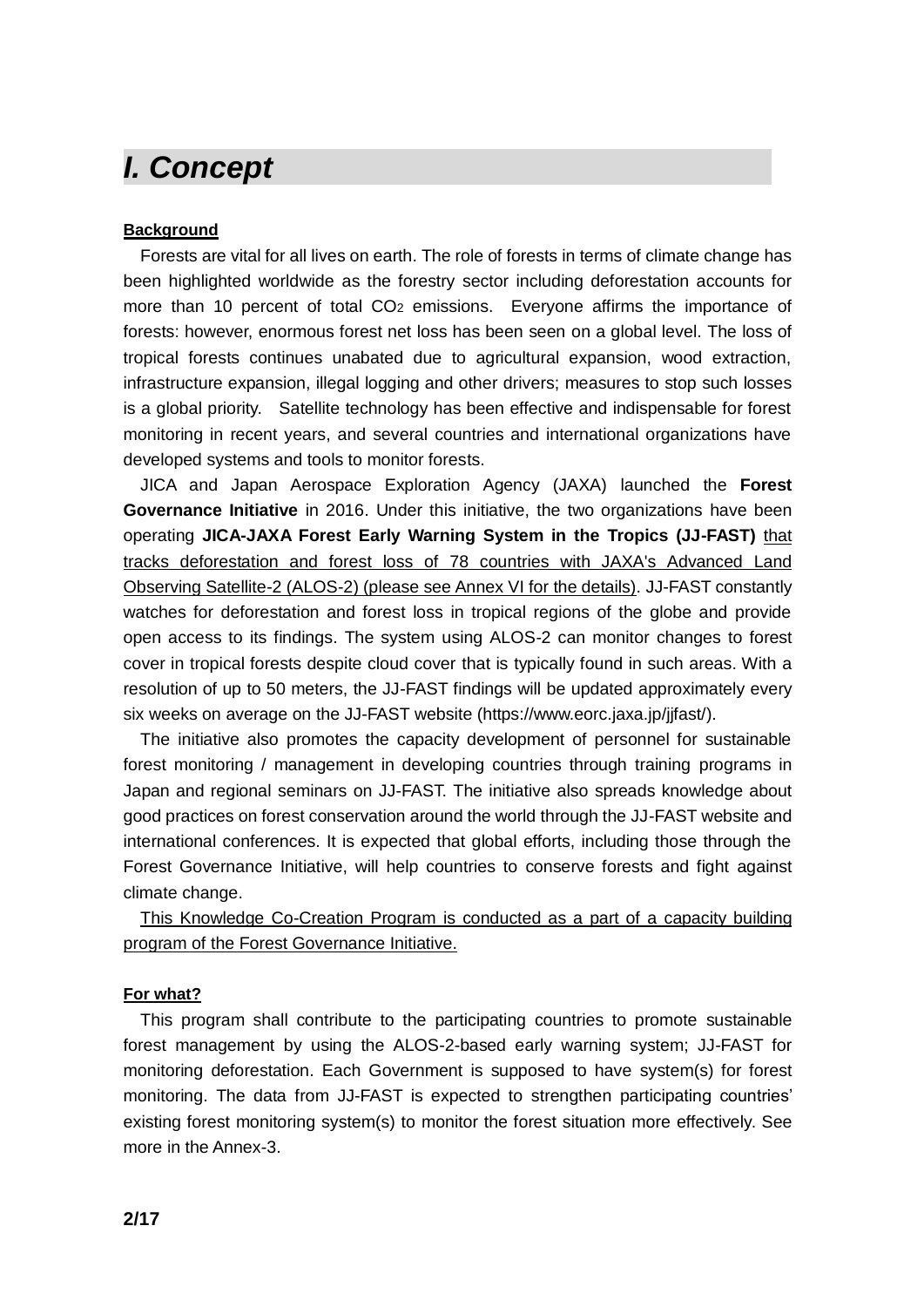# *I. Concept*

**Background**

Forests are vital for all lives on earth. The role of forests in terms of climate change has been highlighted worldwide as the forestry sector including deforestation accounts for more than 10 percent of total $CO_2$ emissions. Everyone affirms the importance of forests: however, enormous forest net loss has been seen on a global level. The loss of tropical forests continues unabated due to agricultural expansion, wood extraction, infrastructure expansion, illegal logging and other drivers; measures to stop such losses is a global priority. Satellite technology has been effective and indispensable for forest monitoring in recent years, and several countries and international organizations have developed systems and tools to monitor forests.

JICA and Japan Aerospace Exploration Agency (JAXA) launched the **Forest Governance Initiative** in 2016. Under this initiative, the two organizations have been operating **JICA-JAXA Forest Early Warning System in the Tropics (JJ-FAST)** that tracks deforestation and forest loss of 78 countries with JAXA's Advanced Land Observing Satellite-2 (ALOS-2) (please see Annex VI for the details). JJ-FAST constantly watches for deforestation and forest loss in tropical regions of the globe and provide open access to its findings. The system using ALOS-2 can monitor changes to forest cover in tropical forests despite cloud cover that is typically found in such areas. With a resolution of up to 50 meters, the JJ-FAST findings will be updated approximately every six weeks on average on the JJ-FAST website (https://www.eorc.jaxa.jp/jjfast/).

The initiative also promotes the capacity development of personnel for sustainable forest monitoring / management in developing countries through training programs in Japan and regional seminars on JJ-FAST. The initiative also spreads knowledge about good practices on forest conservation around the world through the JJ-FAST website and international conferences. It is expected that global efforts, including those through the Forest Governance Initiative, will help countries to conserve forests and fight against climate change.

This Knowledge Co-Creation Program is conducted as a part of a capacity building program of the Forest Governance Initiative.

**For what?**

This program shall contribute to the participating countries to promote sustainable forest management by using the ALOS-2-based early warning system; JJ-FAST for monitoring deforestation. Each Government is supposed to have system(s) for forest monitoring. The data from JJ-FAST is expected to strengthen participating countries' existing forest monitoring system(s) to monitor the forest situation more effectively. See more in the Annex-3.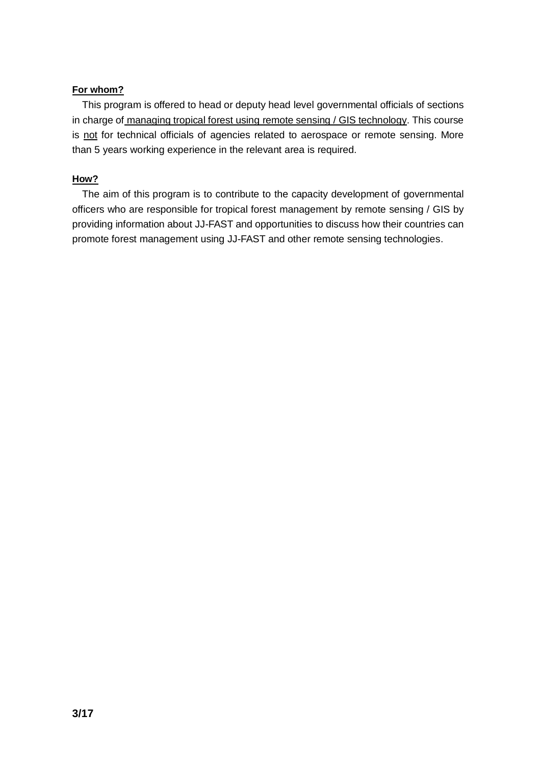**For whom?**

This program is offered to head or deputy head level governmental officials of sections in charge of managing tropical forest using remote sensing / GIS technology. This course is not for technical officials of agencies related to aerospace or remote sensing. More than 5 years working experience in the relevant area is required.

**How?**

The aim of this program is to contribute to the capacity development of governmental officers who are responsible for tropical forest management by remote sensing / GIS by providing information about JJ-FAST and opportunities to discuss how their countries can promote forest management using JJ-FAST and other remote sensing technologies.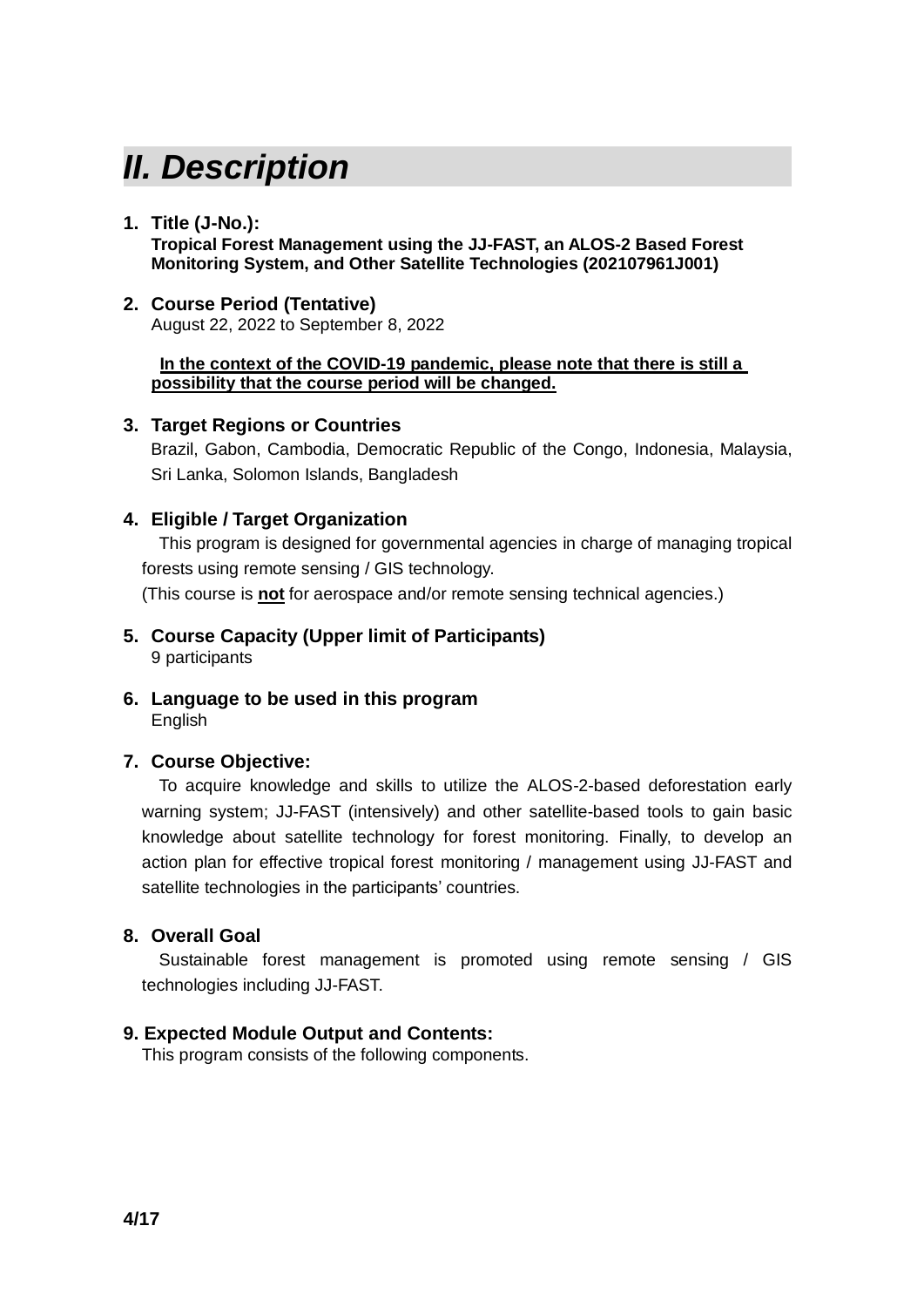# *II. Description*

**1. Title (J-No.):**
**Tropical Forest Management using the JJ-FAST, an ALOS-2 Based Forest Monitoring System, and Other Satellite Technologies (202107961J001)**

**2. Course Period (Tentative)**
August 22, 2022 to September 8, 2022

<u>**In the context of the COVID-19 pandemic, please note that there is still a possibility that the course period will be changed.**</u>

**3. Target Regions or Countries**
Brazil, Gabon, Cambodia, Democratic Republic of the Congo, Indonesia, Malaysia, Sri Lanka, Solomon Islands, Bangladesh

**4. Eligible / Target Organization**
This program is designed for governmental agencies in charge of managing tropical forests using remote sensing / GIS technology.
(This course is <u>**not**</u> for aerospace and/or remote sensing technical agencies.)

**5. Course Capacity (Upper limit of Participants)**
9 participants

**6. Language to be used in this program**
English

**7. Course Objective:**
To acquire knowledge and skills to utilize the ALOS-2-based deforestation early warning system; JJ-FAST (intensively) and other satellite-based tools to gain basic knowledge about satellite technology for forest monitoring. Finally, to develop an action plan for effective tropical forest monitoring / management using JJ-FAST and satellite technologies in the participants' countries.

**8. Overall Goal**
Sustainable forest management is promoted using remote sensing / GIS technologies including JJ-FAST.

**9. Expected Module Output and Contents:**
This program consists of the following components.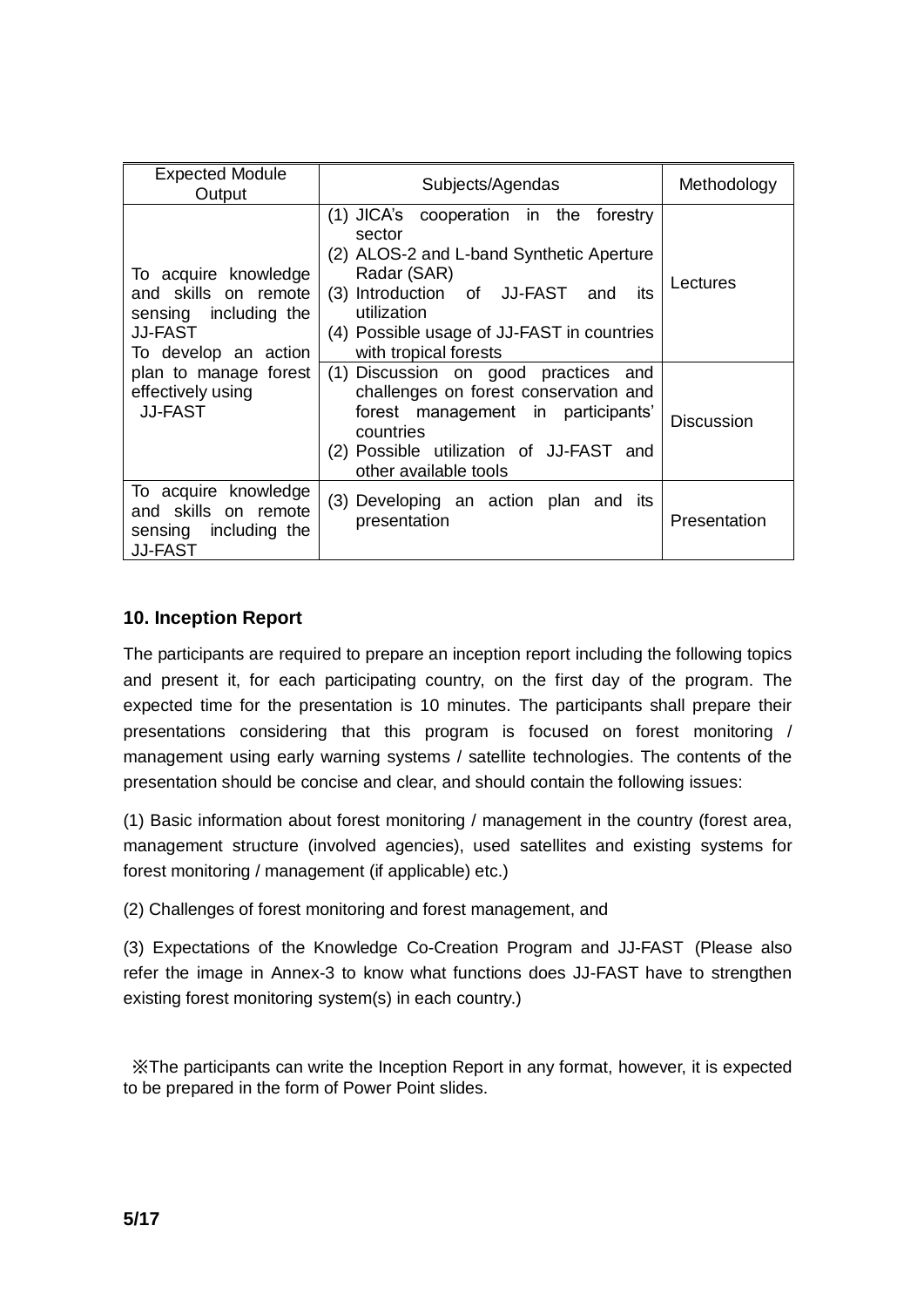| Expected Module Output | Subjects/Agendas | Methodology |
|---|---|---|
| To acquire knowledge and skills on remote sensing including the JJ-FAST<br>To develop an action plan to manage forest effectively using JJ-FAST | (1) JICA's cooperation in the forestry sector<br>(2) ALOS-2 and L-band Synthetic Aperture Radar (SAR)<br>(3) Introduction of JJ-FAST and its utilization<br>(4) Possible usage of JJ-FAST in countries with tropical forests | Lectures |
| | (1) Discussion on good practices and challenges on forest conservation and forest management in participants' countries<br>(2) Possible utilization of JJ-FAST and other available tools | Discussion |
| To acquire knowledge and skills on remote sensing including the JJ-FAST | (3) Developing an action plan and its presentation | Presentation |

## 10. Inception Report

The participants are required to prepare an inception report including the following topics and present it, for each participating country, on the first day of the program. The expected time for the presentation is 10 minutes. The participants shall prepare their presentations considering that this program is focused on forest monitoring / management using early warning systems / satellite technologies. The contents of the presentation should be concise and clear, and should contain the following issues:

(1) Basic information about forest monitoring / management in the country (forest area, management structure (involved agencies), used satellites and existing systems for forest monitoring / management (if applicable) etc.)

(2) Challenges of forest monitoring and forest management, and

(3) Expectations of the Knowledge Co-Creation Program and JJ-FAST (Please also refer the image in Annex-3 to know what functions does JJ-FAST have to strengthen existing forest monitoring system(s) in each country.)

※The participants can write the Inception Report in any format, however, it is expected to be prepared in the form of Power Point slides.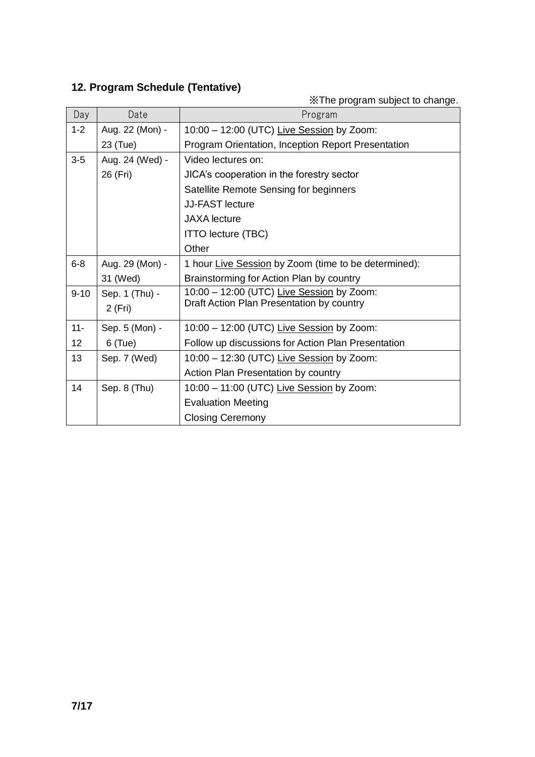## 12. Program Schedule (Tentative)

※The program subject to change.

| Day | Date | Program |
|---|---|---|
| 1-2 | Aug. 22 (Mon) - 23 (Tue) | 10:00 – 12:00 (UTC) Live Session by Zoom:<br>Program Orientation, Inception Report Presentation |
| 3-5 | Aug. 24 (Wed) - 26 (Fri) | Video lectures on:<br>JICA's cooperation in the forestry sector<br>Satellite Remote Sensing for beginners<br>JJ-FAST lecture<br>JAXA lecture<br>ITTO lecture (TBC)<br>Other |
| 6-8 | Aug. 29 (Mon) - 31 (Wed) | 1 hour Live Session by Zoom (time to be determined):<br>Brainstorming for Action Plan by country |
| 9-10 | Sep. 1 (Thu) - 2 (Fri) | 10:00 – 12:00 (UTC) Live Session by Zoom:<br>Draft Action Plan Presentation by country |
| 11-12 | Sep. 5 (Mon) - 6 (Tue) | 10:00 – 12:00 (UTC) Live Session by Zoom:<br>Follow up discussions for Action Plan Presentation |
| 13 | Sep. 7 (Wed) | 10:00 – 12:30 (UTC) Live Session by Zoom:<br>Action Plan Presentation by country |
| 14 | Sep. 8 (Thu) | 10:00 – 11:00 (UTC) Live Session by Zoom:<br>Evaluation Meeting<br>Closing Ceremony |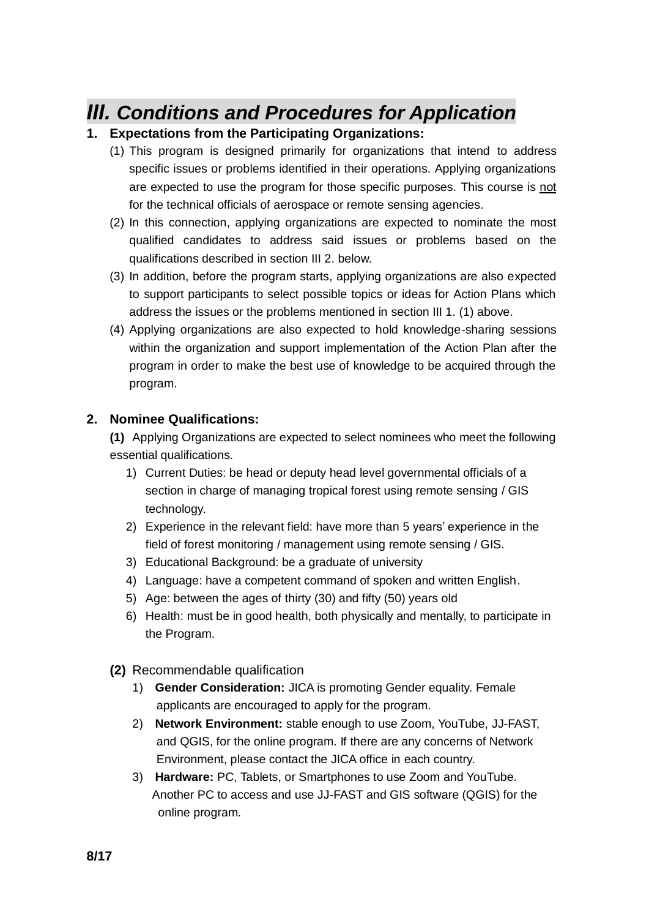# *III. Conditions and Procedures for Application*

**1. Expectations from the Participating Organizations:**

(1) This program is designed primarily for organizations that intend to address specific issues or problems identified in their operations. Applying organizations are expected to use the program for those specific purposes. This course is <u>not</u> for the technical officials of aerospace or remote sensing agencies.

(2) In this connection, applying organizations are expected to nominate the most qualified candidates to address said issues or problems based on the qualifications described in section III 2. below.

(3) In addition, before the program starts, applying organizations are also expected to support participants to select possible topics or ideas for Action Plans which address the issues or the problems mentioned in section III 1. (1) above.

(4) Applying organizations are also expected to hold knowledge-sharing sessions within the organization and support implementation of the Action Plan after the program in order to make the best use of knowledge to be acquired through the program.

**2. Nominee Qualifications:**

**(1)** Applying Organizations are expected to select nominees who meet the following essential qualifications.

1) Current Duties: be head or deputy head level governmental officials of a section in charge of managing tropical forest using remote sensing / GIS technology.
2) Experience in the relevant field: have more than 5 years' experience in the field of forest monitoring / management using remote sensing / GIS.
3) Educational Background: be a graduate of university
4) Language: have a competent command of spoken and written English.
5) Age: between the ages of thirty (30) and fifty (50) years old
6) Health: must be in good health, both physically and mentally, to participate in the Program.

**(2)** Recommendable qualification

1) **Gender Consideration:** JICA is promoting Gender equality. Female applicants are encouraged to apply for the program.
2) **Network Environment:** stable enough to use Zoom, YouTube, JJ-FAST, and QGIS, for the online program. If there are any concerns of Network Environment, please contact the JICA office in each country.
3) **Hardware:** PC, Tablets, or Smartphones to use Zoom and YouTube. Another PC to access and use JJ-FAST and GIS software (QGIS) for the online program.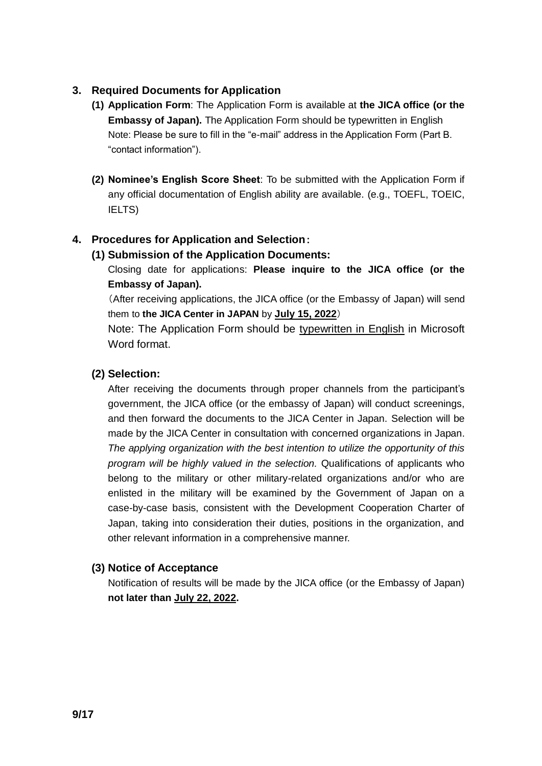## 3. Required Documents for Application

**(1) Application Form**: The Application Form is available at **the JICA office (or the Embassy of Japan).** The Application Form should be typewritten in English
Note: Please be sure to fill in the "e-mail" address in the Application Form (Part B. "contact information").

**(2) Nominee's English Score Sheet**: To be submitted with the Application Form if any official documentation of English ability are available. (e.g., TOEFL, TOEIC, IELTS)

## 4. Procedures for Application and Selection：

### (1) Submission of the Application Documents:

Closing date for applications: **Please inquire to the JICA office (or the Embassy of Japan).**

（After receiving applications, the JICA office (or the Embassy of Japan) will send them to **the JICA Center in JAPAN** by **July 15, 2022**）

Note: The Application Form should be typewritten in English in Microsoft Word format.

### (2) Selection:

After receiving the documents through proper channels from the participant's government, the JICA office (or the embassy of Japan) will conduct screenings, and then forward the documents to the JICA Center in Japan. Selection will be made by the JICA Center in consultation with concerned organizations in Japan. *The applying organization with the best intention to utilize the opportunity of this program will be highly valued in the selection.* Qualifications of applicants who belong to the military or other military-related organizations and/or who are enlisted in the military will be examined by the Government of Japan on a case-by-case basis, consistent with the Development Cooperation Charter of Japan, taking into consideration their duties, positions in the organization, and other relevant information in a comprehensive manner.

### (3) Notice of Acceptance

Notification of results will be made by the JICA office (or the Embassy of Japan) **not later than July 22, 2022.**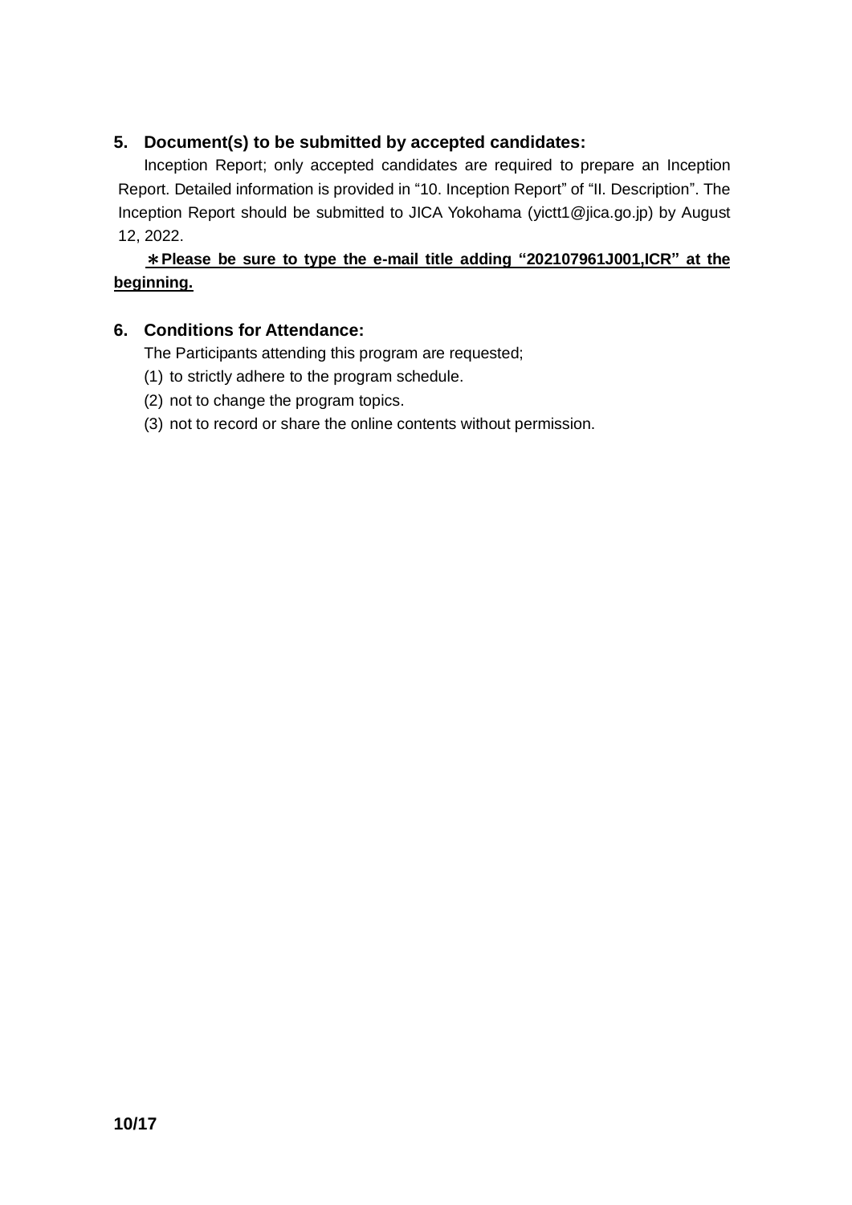### 5. Document(s) to be submitted by accepted candidates:

Inception Report; only accepted candidates are required to prepare an Inception Report. Detailed information is provided in “10. Inception Report” of “II. Description”. The Inception Report should be submitted to JICA Yokohama (yictt1@jica.go.jp) by August 12, 2022.

**＊Please be sure to type the e-mail title adding “202107961J001,ICR” at the beginning.**

### 6. Conditions for Attendance:

The Participants attending this program are requested;

(1) to strictly adhere to the program schedule.

(2) not to change the program topics.

(3) not to record or share the online contents without permission.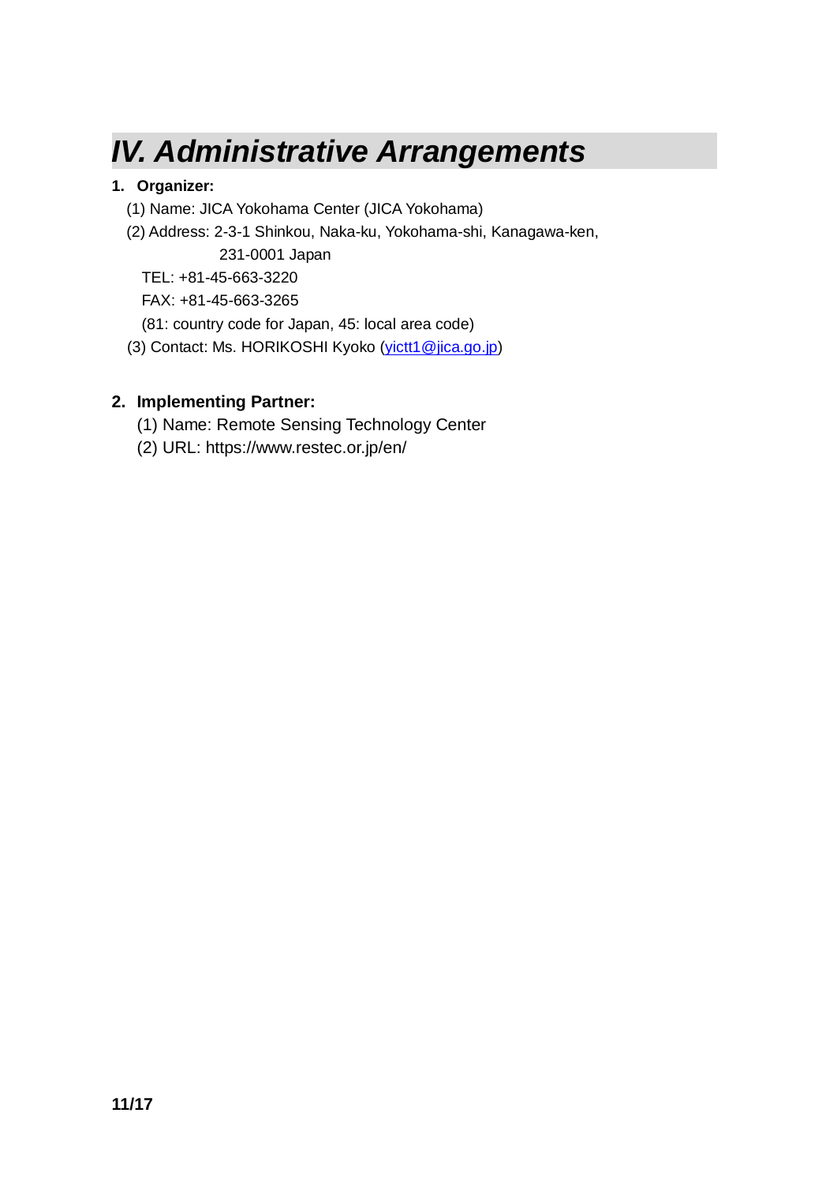# *IV. Administrative Arrangements*

**1. Organizer:**

(1) Name: JICA Yokohama Center (JICA Yokohama)

(2) Address: 2-3-1 Shinkou, Naka-ku, Yokohama-shi, Kanagawa-ken, 231-0001 Japan

TEL: +81-45-663-3220

FAX: +81-45-663-3265

(81: country code for Japan, 45: local area code)

(3) Contact: Ms. HORIKOSHI Kyoko (yictt1@jica.go.jp)

**2. Implementing Partner:**

(1) Name: Remote Sensing Technology Center

(2) URL: https://www.restec.or.jp/en/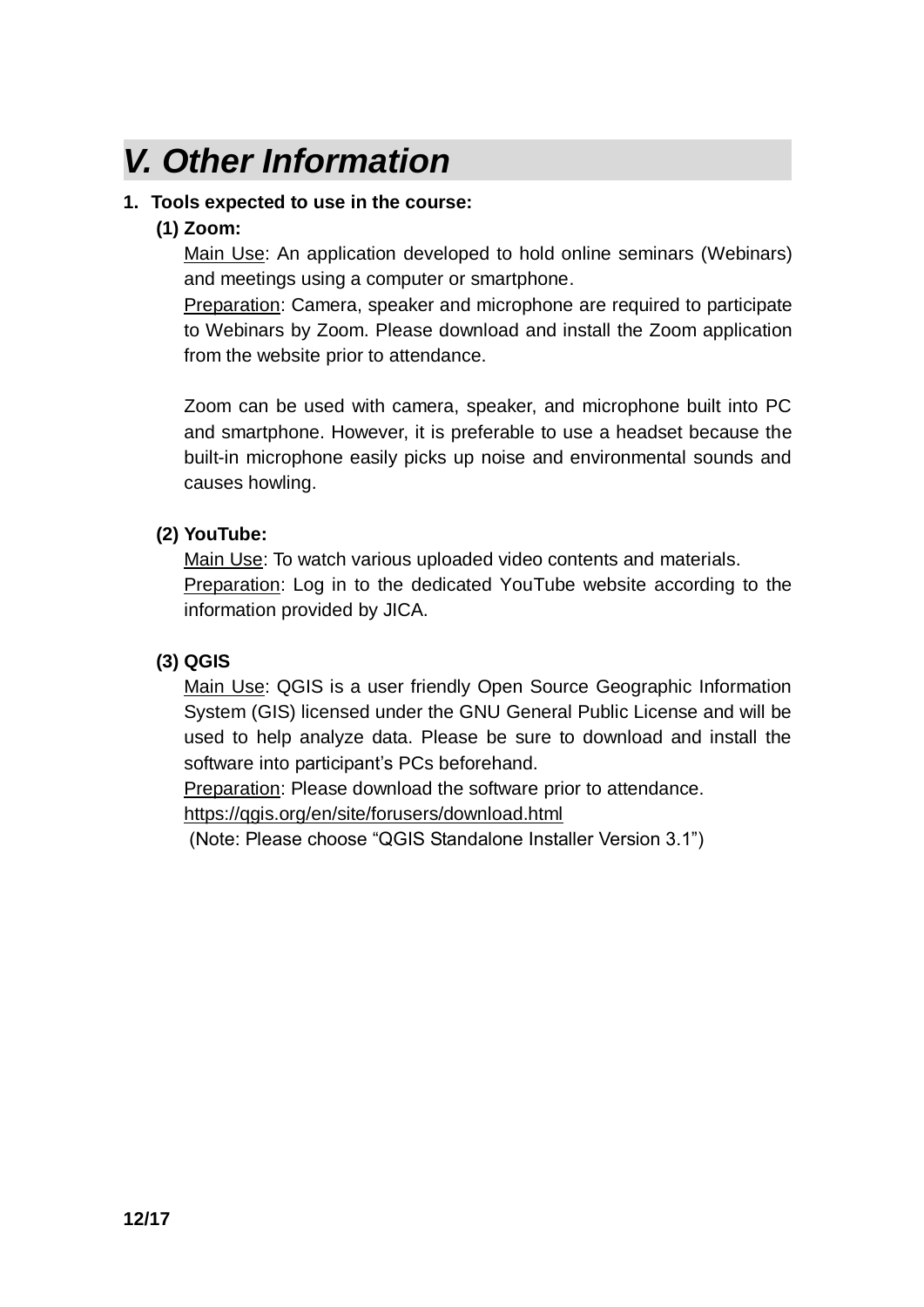# *V. Other Information*

1. **Tools expected to use in the course:**

   **(1) Zoom:**

   Main Use: An application developed to hold online seminars (Webinars) and meetings using a computer or smartphone.

   Preparation: Camera, speaker and microphone are required to participate to Webinars by Zoom. Please download and install the Zoom application from the website prior to attendance.

   Zoom can be used with camera, speaker, and microphone built into PC and smartphone. However, it is preferable to use a headset because the built-in microphone easily picks up noise and environmental sounds and causes howling.

   **(2) YouTube:**

   Main Use: To watch various uploaded video contents and materials.

   Preparation: Log in to the dedicated YouTube website according to the information provided by JICA.

   **(3) QGIS**

   Main Use: QGIS is a user friendly Open Source Geographic Information System (GIS) licensed under the GNU General Public License and will be used to help analyze data. Please be sure to download and install the software into participant's PCs beforehand.

   Preparation: Please download the software prior to attendance.

   https://qgis.org/en/site/forusers/download.html

   (Note: Please choose "QGIS Standalone Installer Version 3.1")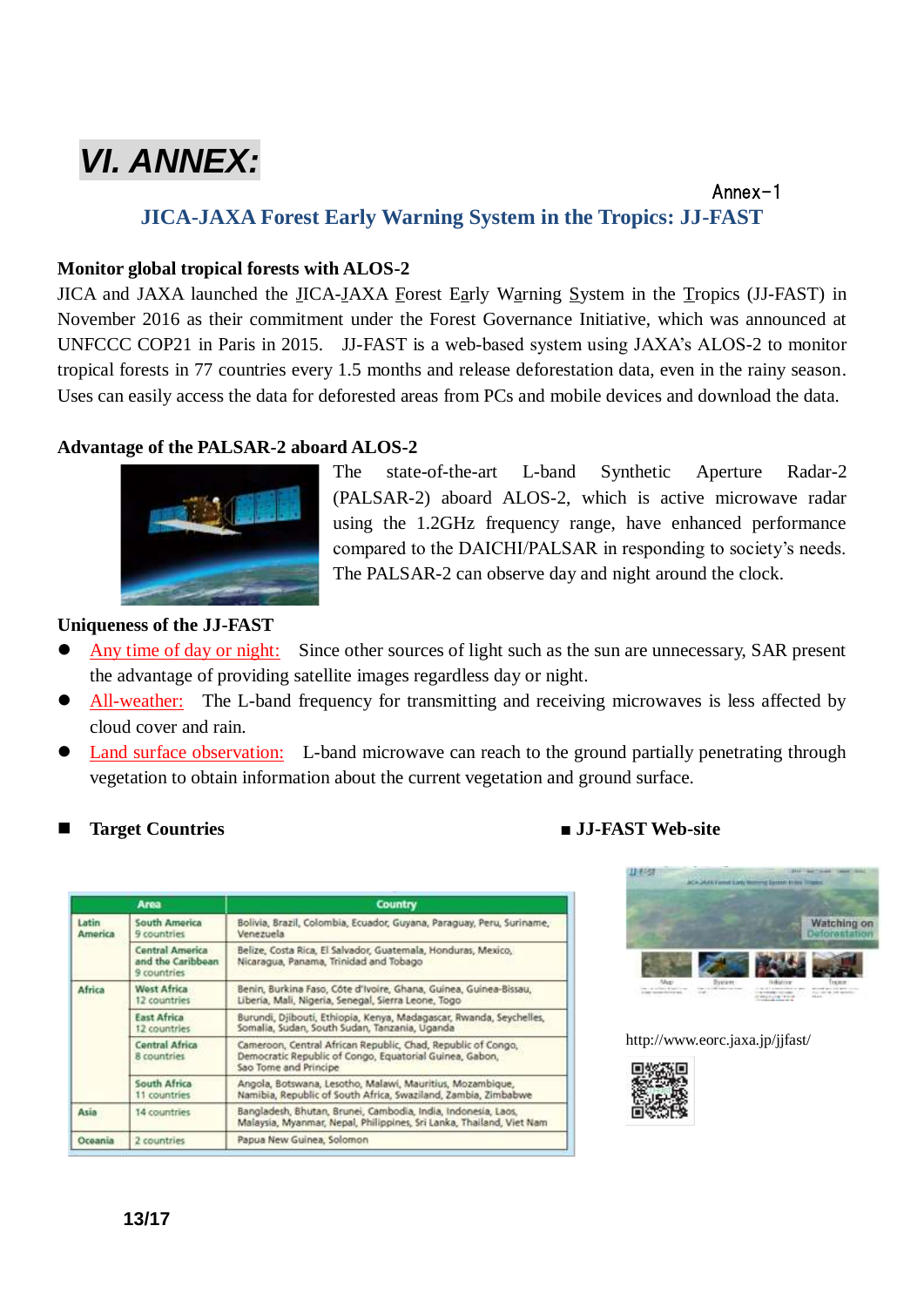# VI. ANNEX:

Annex-1

## JICA-JAXA Forest Early Warning System in the Tropics: JJ-FAST

**Monitor global tropical forests with ALOS-2**

JICA and JAXA launched the JICA-JAXA Forest Early Warning System in the Tropics (JJ-FAST) in November 2016 as their commitment under the Forest Governance Initiative, which was announced at UNFCCC COP21 in Paris in 2015. JJ-FAST is a web-based system using JAXA's ALOS-2 to monitor tropical forests in 77 countries every 1.5 months and release deforestation data, even in the rainy season. Uses can easily access the data for deforested areas from PCs and mobile devices and download the data.

**Advantage of the PALSAR-2 aboard ALOS-2**

The state-of-the-art L-band Synthetic Aperture Radar-2 (PALSAR-2) aboard ALOS-2, which is active microwave radar using the 1.2GHz frequency range, have enhanced performance compared to the DAICHI/PALSAR in responding to society's needs. The PALSAR-2 can observe day and night around the clock.

**Uniqueness of the JJ-FAST**

- Any time of day or night: Since other sources of light such as the sun are unnecessary, SAR present the advantage of providing satellite images regardless day or night.
- All-weather: The L-band frequency for transmitting and receiving microwaves is less affected by cloud cover and rain.
- Land surface observation: L-band microwave can reach to the ground partially penetrating through vegetation to obtain information about the current vegetation and ground surface.

■ **Target Countries**

| Area | | Country |
|---|---|---|
| Latin America | South America 9 countries | Bolivia, Brazil, Colombia, Ecuador, Guyana, Paraguay, Peru, Suriname, Venezuela |
| | Central America and the Caribbean 9 countries | Belize, Costa Rica, El Salvador, Guatemala, Honduras, Mexico, Nicaragua, Panama, Trinidad and Tobago |
| Africa | West Africa 12 countries | Benin, Burkina Faso, Côte d'Ivoire, Ghana, Guinea, Guinea-Bissau, Liberia, Mali, Nigeria, Senegal, Sierra Leone, Togo |
| | East Africa 12 countries | Burundi, Djibouti, Ethiopia, Kenya, Madagascar, Rwanda, Seychelles, Somalia, Sudan, South Sudan, Tanzania, Uganda |
| | Central Africa 8 countries | Cameroon, Central African Republic, Chad, Republic of Congo, Democratic Republic of Congo, Equatorial Guinea, Gabon, Sao Tome and Principe |
| | South Africa 11 countries | Angola, Botswana, Lesotho, Malawi, Mauritius, Mozambique, Namibia, Republic of South Africa, Swaziland, Zambia, Zimbabwe |
| Asia | 14 countries | Bangladesh, Bhutan, Brunei, Cambodia, India, Indonesia, Laos, Malaysia, Myanmar, Nepal, Philippines, Sri Lanka, Thailand, Viet Nam |
| Oceania | 2 countries | Papua New Guinea, Solomon |

■ **JJ-FAST Web-site**

http://www.eorc.jaxa.jp/jjfast/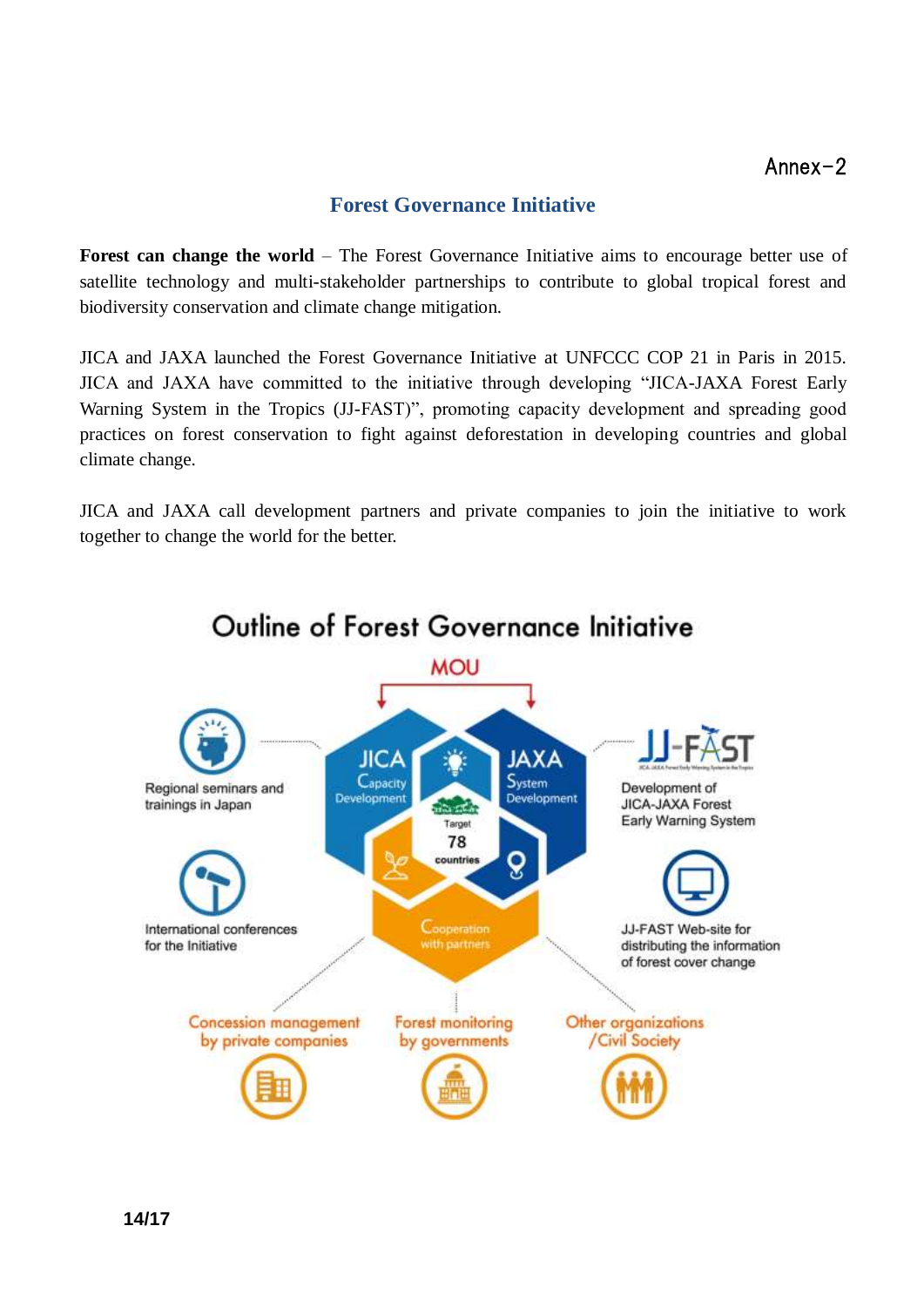Annex-2

## Forest Governance Initiative

**Forest can change the world** – The Forest Governance Initiative aims to encourage better use of satellite technology and multi-stakeholder partnerships to contribute to global tropical forest and biodiversity conservation and climate change mitigation.

JICA and JAXA launched the Forest Governance Initiative at UNFCCC COP 21 in Paris in 2015. JICA and JAXA have committed to the initiative through developing "JICA-JAXA Forest Early Warning System in the Tropics (JJ-FAST)", promoting capacity development and spreading good practices on forest conservation to fight against deforestation in developing countries and global climate change.

JICA and JAXA call development partners and private companies to join the initiative to work together to change the world for the better.

### Outline of Forest Governance Initiative

MOU

- JICA – Capacity Development
- JAXA – System Development
- Target 78 countries
- Cooperation with partners

- Regional seminars and trainings in Japan
- International conferences for the Initiative
- JJ-FAST: Development of JICA-JAXA Forest Early Warning System
- JJ-FAST Web-site for distributing the information of forest cover change

- Concession management by private companies
- Forest monitoring by governments
- Other organizations /Civil Society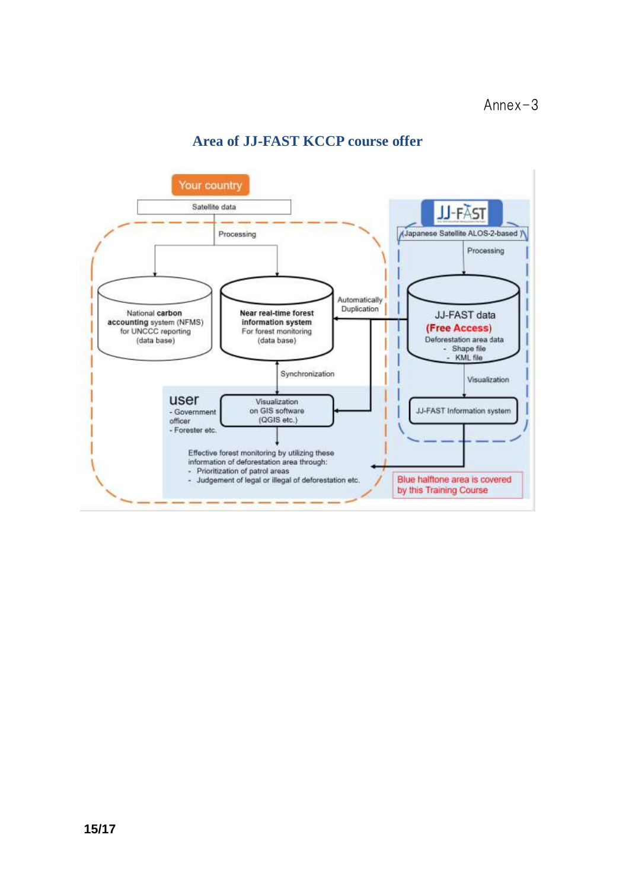Annex-3

## Area of JJ-FAST KCCP course offer

Your country

Satellite data

Processing

National **carbon accounting** system (NFMS) for UNCCC reporting (data base)

**Near real-time forest information system** For forest monitoring (data base)

Automatically Duplication

Synchronization

user
- Government officer
- Forester etc.

Visualization on GIS software (QGIS etc.)

Effective forest monitoring by utilizing these information of deforestation area through:
- Prioritization of patrol areas
- Judgement of legal or illegal of deforestation etc.

JJ-FAST

(Japanese Satellite ALOS-2-based )

Processing

JJ-FAST data
(Free Access)
Deforestation area data
- Shape file
- KML file

Visualization

JJ-FAST Information system

Blue halftone area is covered by this Training Course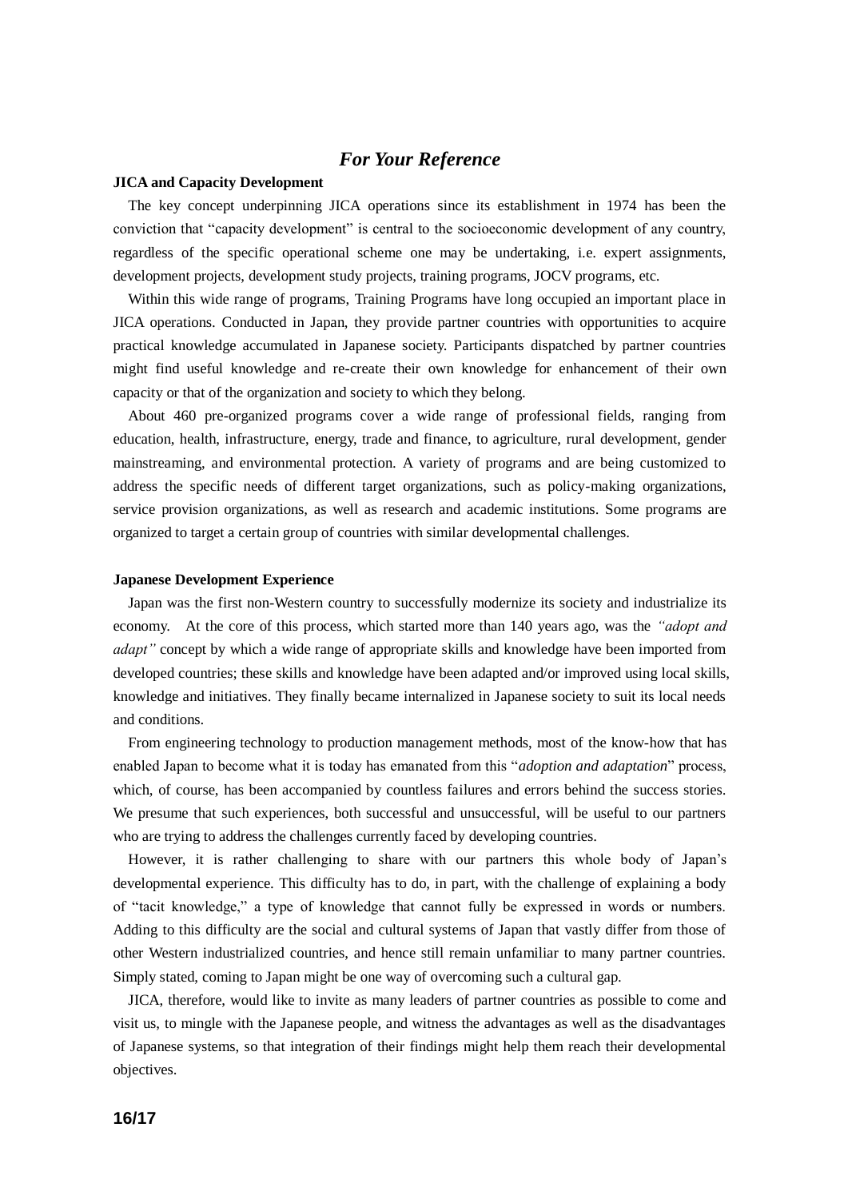# *For Your Reference*

**JICA and Capacity Development**

The key concept underpinning JICA operations since its establishment in 1974 has been the conviction that "capacity development" is central to the socioeconomic development of any country, regardless of the specific operational scheme one may be undertaking, i.e. expert assignments, development projects, development study projects, training programs, JOCV programs, etc.

Within this wide range of programs, Training Programs have long occupied an important place in JICA operations. Conducted in Japan, they provide partner countries with opportunities to acquire practical knowledge accumulated in Japanese society. Participants dispatched by partner countries might find useful knowledge and re-create their own knowledge for enhancement of their own capacity or that of the organization and society to which they belong.

About 460 pre-organized programs cover a wide range of professional fields, ranging from education, health, infrastructure, energy, trade and finance, to agriculture, rural development, gender mainstreaming, and environmental protection. A variety of programs and are being customized to address the specific needs of different target organizations, such as policy-making organizations, service provision organizations, as well as research and academic institutions. Some programs are organized to target a certain group of countries with similar developmental challenges.

**Japanese Development Experience**

Japan was the first non-Western country to successfully modernize its society and industrialize its economy. At the core of this process, which started more than 140 years ago, was the *"adopt and adapt"* concept by which a wide range of appropriate skills and knowledge have been imported from developed countries; these skills and knowledge have been adapted and/or improved using local skills, knowledge and initiatives. They finally became internalized in Japanese society to suit its local needs and conditions.

From engineering technology to production management methods, most of the know-how that has enabled Japan to become what it is today has emanated from this "*adoption and adaptation*" process, which, of course, has been accompanied by countless failures and errors behind the success stories. We presume that such experiences, both successful and unsuccessful, will be useful to our partners who are trying to address the challenges currently faced by developing countries.

However, it is rather challenging to share with our partners this whole body of Japan's developmental experience. This difficulty has to do, in part, with the challenge of explaining a body of "tacit knowledge," a type of knowledge that cannot fully be expressed in words or numbers. Adding to this difficulty are the social and cultural systems of Japan that vastly differ from those of other Western industrialized countries, and hence still remain unfamiliar to many partner countries. Simply stated, coming to Japan might be one way of overcoming such a cultural gap.

JICA, therefore, would like to invite as many leaders of partner countries as possible to come and visit us, to mingle with the Japanese people, and witness the advantages as well as the disadvantages of Japanese systems, so that integration of their findings might help them reach their developmental objectives.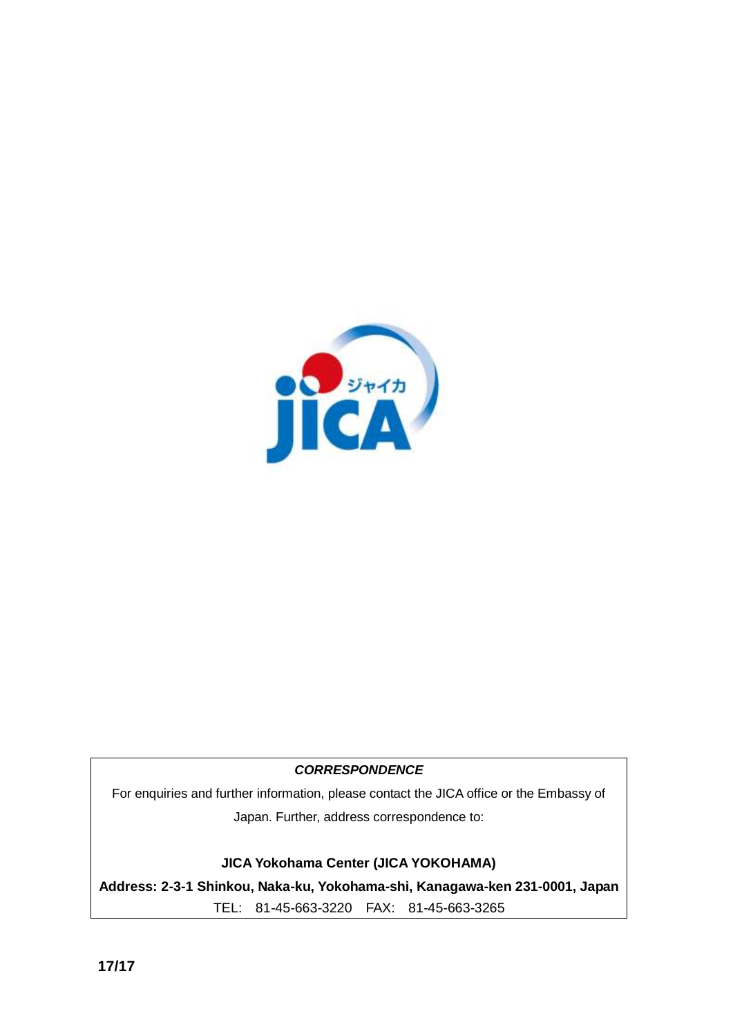***CORRESPONDENCE***

For enquiries and further information, please contact the JICA office or the Embassy of Japan. Further, address correspondence to:

**JICA Yokohama Center (JICA YOKOHAMA)**

**Address: 2-3-1 Shinkou, Naka-ku, Yokohama-shi, Kanagawa-ken 231-0001, Japan**

TEL: 81-45-663-3220 FAX: 81-45-663-3265